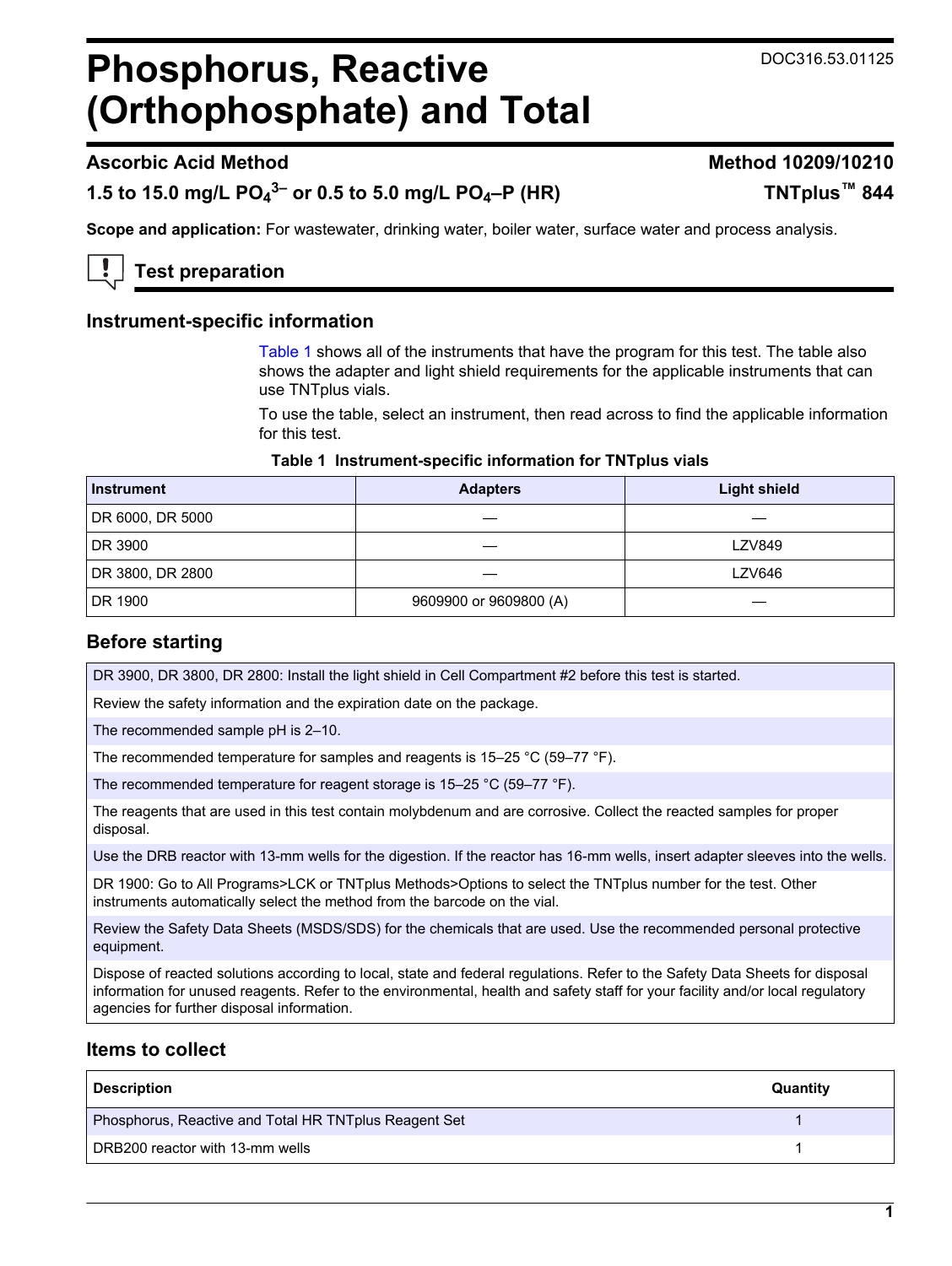# Phosphorus, Reactive (Orthophosphate) and Total

DOC316.53.01125

## Ascorbic Acid Method — Method 10209/10210

## 1.5 to 15.0 mg/L $PO_4^{3-}$ or 0.5 to 5.0 mg/L $PO_4$–P (HR) — TNTplus™ 844

**Scope and application:** For wastewater, drinking water, boiler water, surface water and process analysis.

## Test preparation

### Instrument-specific information

Table 1 shows all of the instruments that have the program for this test. The table also shows the adapter and light shield requirements for the applicable instruments that can use TNTplus vials.

To use the table, select an instrument, then read across to find the applicable information for this test.

**Table 1 Instrument-specific information for TNTplus vials**

| Instrument | Adapters | Light shield |
|---|---|---|
| DR 6000, DR 5000 | — | — |
| DR 3900 | — | LZV849 |
| DR 3800, DR 2800 | — | LZV646 |
| DR 1900 | 9609900 or 9609800 (A) | — |

### Before starting

DR 3900, DR 3800, DR 2800: Install the light shield in Cell Compartment #2 before this test is started.

Review the safety information and the expiration date on the package.

The recommended sample pH is 2–10.

The recommended temperature for samples and reagents is 15–25 °C (59–77 °F).

The recommended temperature for reagent storage is 15–25 °C (59–77 °F).

The reagents that are used in this test contain molybdenum and are corrosive. Collect the reacted samples for proper disposal.

Use the DRB reactor with 13-mm wells for the digestion. If the reactor has 16-mm wells, insert adapter sleeves into the wells.

DR 1900: Go to All Programs>LCK or TNTplus Methods>Options to select the TNTplus number for the test. Other instruments automatically select the method from the barcode on the vial.

Review the Safety Data Sheets (MSDS/SDS) for the chemicals that are used. Use the recommended personal protective equipment.

Dispose of reacted solutions according to local, state and federal regulations. Refer to the Safety Data Sheets for disposal information for unused reagents. Refer to the environmental, health and safety staff for your facility and/or local regulatory agencies for further disposal information.

### Items to collect

| Description | Quantity |
|---|---|
| Phosphorus, Reactive and Total HR TNTplus Reagent Set | 1 |
| DRB200 reactor with 13-mm wells | 1 |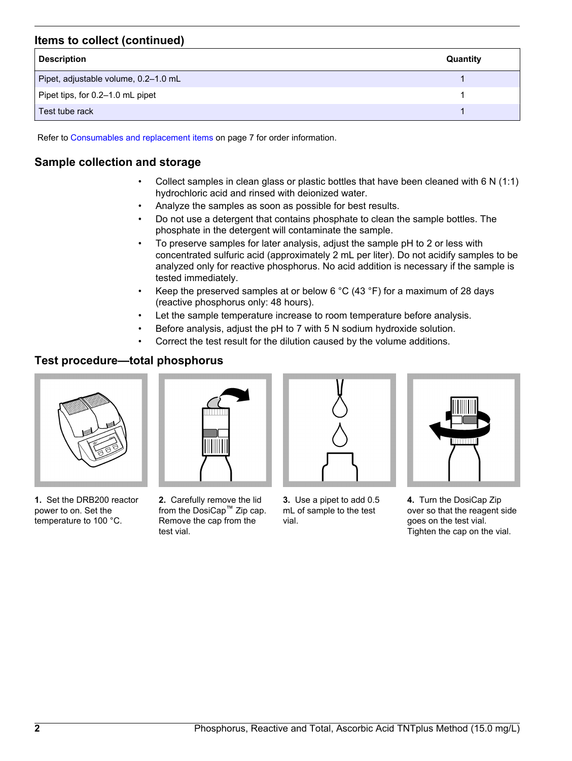## Items to collect (continued)

| Description | Quantity |
|---|---|
| Pipet, adjustable volume, 0.2–1.0 mL | 1 |
| Pipet tips, for 0.2–1.0 mL pipet | 1 |
| Test tube rack | 1 |

Refer to Consumables and replacement items on page 7 for order information.

## Sample collection and storage

- Collect samples in clean glass or plastic bottles that have been cleaned with 6 N (1:1) hydrochloric acid and rinsed with deionized water.
- Analyze the samples as soon as possible for best results.
- Do not use a detergent that contains phosphate to clean the sample bottles. The phosphate in the detergent will contaminate the sample.
- To preserve samples for later analysis, adjust the sample pH to 2 or less with concentrated sulfuric acid (approximately 2 mL per liter). Do not acidify samples to be analyzed only for reactive phosphorus. No acid addition is necessary if the sample is tested immediately.
- Keep the preserved samples at or below 6 °C (43 °F) for a maximum of 28 days (reactive phosphorus only: 48 hours).
- Let the sample temperature increase to room temperature before analysis.
- Before analysis, adjust the pH to 7 with 5 N sodium hydroxide solution.
- Correct the test result for the dilution caused by the volume additions.

## Test procedure—total phosphorus

**1.** Set the DRB200 reactor power to on. Set the temperature to 100 °C.

**2.** Carefully remove the lid from the DosiCap™ Zip cap. Remove the cap from the test vial.

**3.** Use a pipet to add 0.5 mL of sample to the test vial.

**4.** Turn the DosiCap Zip over so that the reagent side goes on the test vial. Tighten the cap on the vial.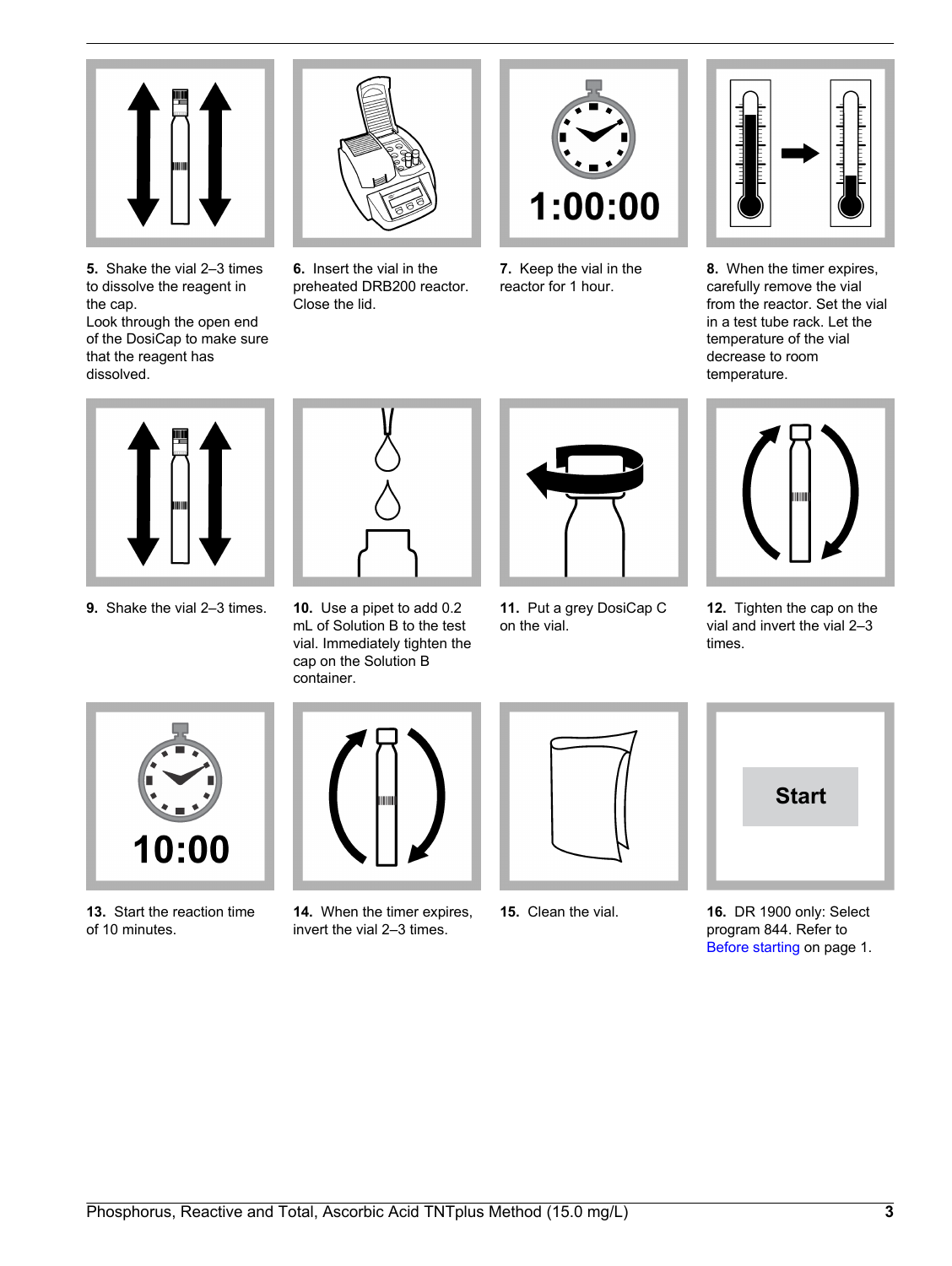5. Shake the vial 2–3 times to dissolve the reagent in the cap.
Look through the open end of the DosiCap to make sure that the reagent has dissolved.

6. Insert the vial in the preheated DRB200 reactor. Close the lid.

7. Keep the vial in the reactor for 1 hour.

8. When the timer expires, carefully remove the vial from the reactor. Set the vial in a test tube rack. Let the temperature of the vial decrease to room temperature.

9. Shake the vial 2–3 times.

10. Use a pipet to add 0.2 mL of Solution B to the test vial. Immediately tighten the cap on the Solution B container.

11. Put a grey DosiCap C on the vial.

12. Tighten the cap on the vial and invert the vial 2–3 times.

13. Start the reaction time of 10 minutes.

14. When the timer expires, invert the vial 2–3 times.

15. Clean the vial.

16. DR 1900 only: Select program 844. Refer to Before starting on page 1.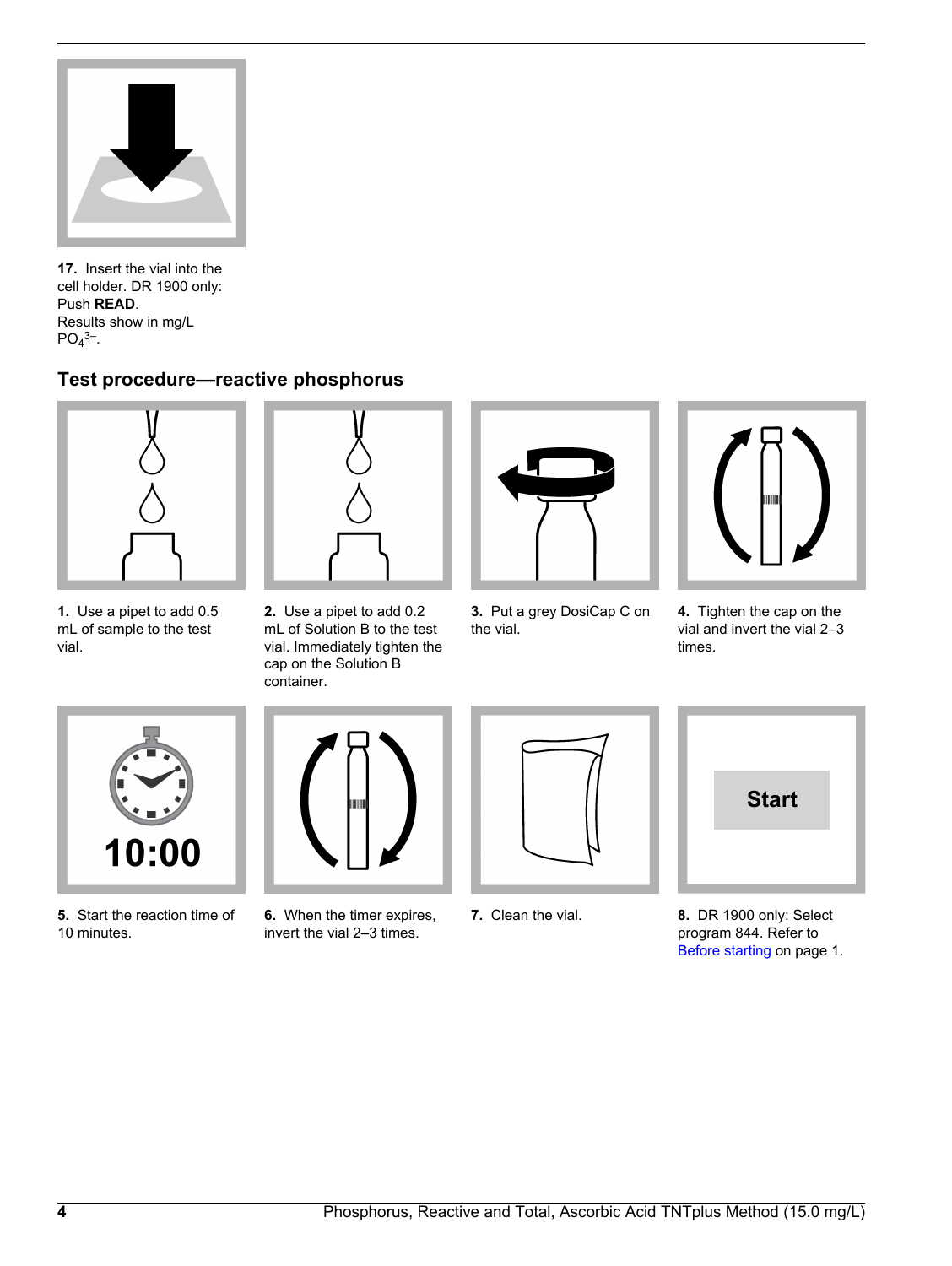**17.** Insert the vial into the cell holder. DR 1900 only: Push **READ**.
Results show in mg/L $PO_4^{3-}$.

## Test procedure—reactive phosphorus

**1.** Use a pipet to add 0.5 mL of sample to the test vial.

**2.** Use a pipet to add 0.2 mL of Solution B to the test vial. Immediately tighten the cap on the Solution B container.

**3.** Put a grey DosiCap C on the vial.

**4.** Tighten the cap on the vial and invert the vial 2–3 times.

**5.** Start the reaction time of 10 minutes.

**6.** When the timer expires, invert the vial 2–3 times.

**7.** Clean the vial.

**8.** DR 1900 only: Select program 844. Refer to Before starting on page 1.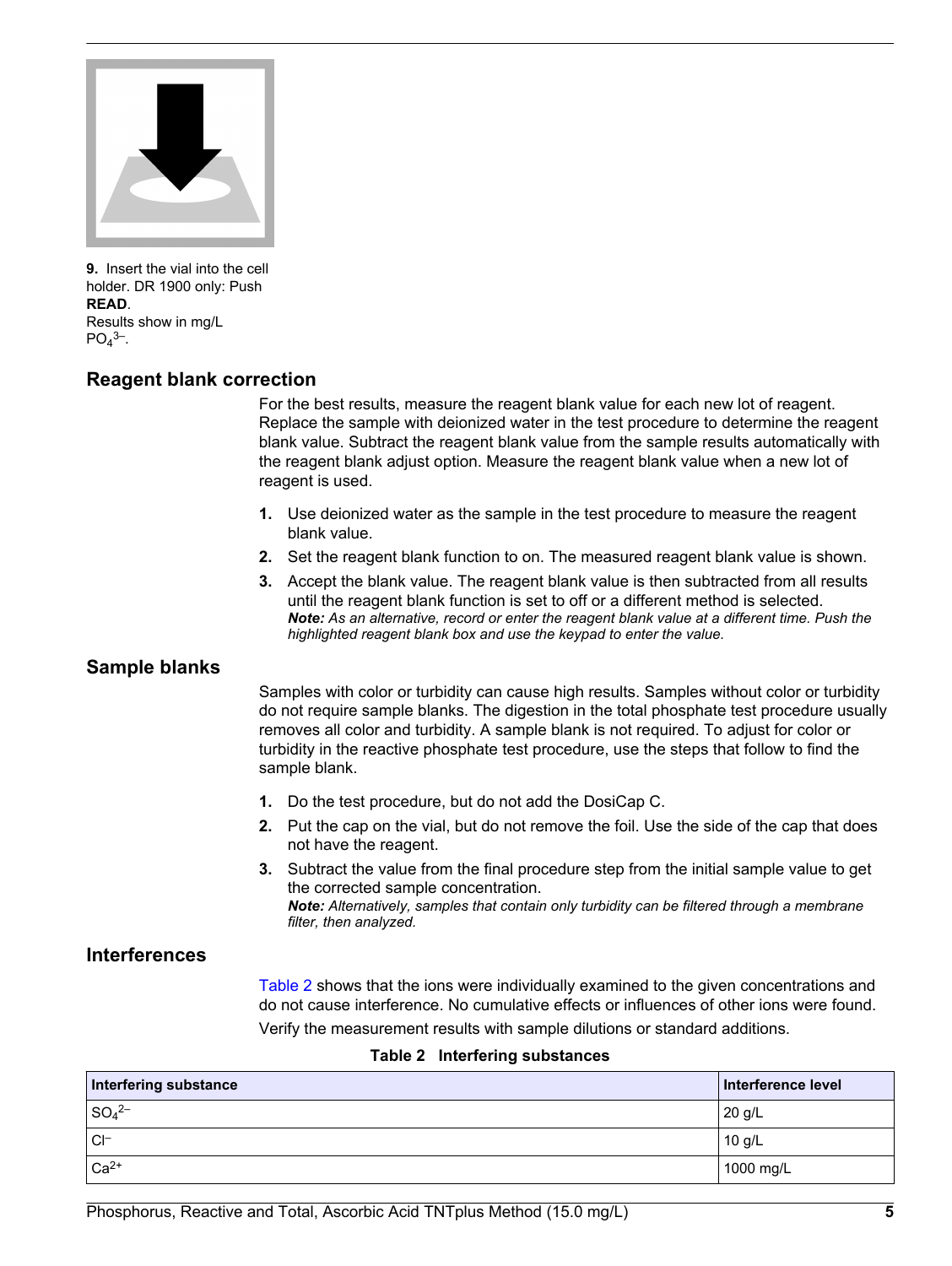**9.** Insert the vial into the cell holder. DR 1900 only: Push **READ**.
Results show in mg/L $PO_4^{3-}$.

## Reagent blank correction

For the best results, measure the reagent blank value for each new lot of reagent. Replace the sample with deionized water in the test procedure to determine the reagent blank value. Subtract the reagent blank value from the sample results automatically with the reagent blank adjust option. Measure the reagent blank value when a new lot of reagent is used.

1. Use deionized water as the sample in the test procedure to measure the reagent blank value.
2. Set the reagent blank function to on. The measured reagent blank value is shown.
3. Accept the blank value. The reagent blank value is then subtracted from all results until the reagent blank function is set to off or a different method is selected.
   ***Note:*** *As an alternative, record or enter the reagent blank value at a different time. Push the highlighted reagent blank box and use the keypad to enter the value.*

## Sample blanks

Samples with color or turbidity can cause high results. Samples without color or turbidity do not require sample blanks. The digestion in the total phosphate test procedure usually removes all color and turbidity. A sample blank is not required. To adjust for color or turbidity in the reactive phosphate test procedure, use the steps that follow to find the sample blank.

1. Do the test procedure, but do not add the DosiCap C.
2. Put the cap on the vial, but do not remove the foil. Use the side of the cap that does not have the reagent.
3. Subtract the value from the final procedure step from the initial sample value to get the corrected sample concentration.
   ***Note:*** *Alternatively, samples that contain only turbidity can be filtered through a membrane filter, then analyzed.*

## Interferences

Table 2 shows that the ions were individually examined to the given concentrations and do not cause interference. No cumulative effects or influences of other ions were found.

Verify the measurement results with sample dilutions or standard additions.

**Table 2 Interfering substances**

| Interfering substance | Interference level |
|---|---|
| $SO_4^{2-}$ | 20 g/L |
| $Cl^-$ | 10 g/L |
| $Ca^{2+}$ | 1000 mg/L |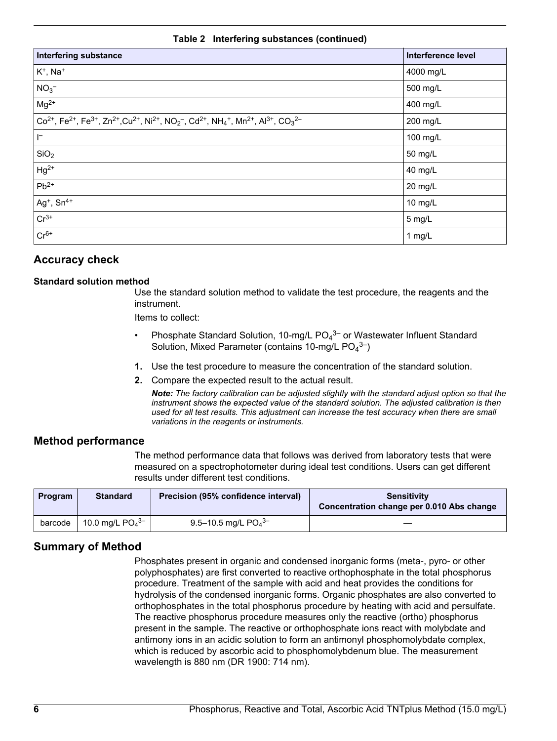**Table 2 Interfering substances (continued)**

| Interfering substance | Interference level |
| --- | --- |
| $K^+$, $Na^+$ | 4000 mg/L |
| $NO_3^-$ | 500 mg/L |
| $Mg^{2+}$ | 400 mg/L |
| $Co^{2+}$, $Fe^{2+}$, $Fe^{3+}$, $Zn^{2+}$, $Cu^{2+}$, $Ni^{2+}$, $NO_2^-$, $Cd^{2+}$, $NH_4^+$, $Mn^{2+}$, $Al^{3+}$, $CO_3^{2-}$ | 200 mg/L |
| $I^-$ | 100 mg/L |
| $SiO_2$ | 50 mg/L |
| $Hg^{2+}$ | 40 mg/L |
| $Pb^{2+}$ | 20 mg/L |
| $Ag^+$, $Sn^{4+}$ | 10 mg/L |
| $Cr^{3+}$ | 5 mg/L |
| $Cr^{6+}$ | 1 mg/L |

## Accuracy check

### Standard solution method

Use the standard solution method to validate the test procedure, the reagents and the instrument.

Items to collect:

- Phosphate Standard Solution, 10-mg/L $PO_4^{3-}$ or Wastewater Influent Standard Solution, Mixed Parameter (contains 10-mg/L $PO_4^{3-}$)

1. Use the test procedure to measure the concentration of the standard solution.
2. Compare the expected result to the actual result.

   ***Note:*** *The factory calibration can be adjusted slightly with the standard adjust option so that the instrument shows the expected value of the standard solution. The adjusted calibration is then used for all test results. This adjustment can increase the test accuracy when there are small variations in the reagents or instruments.*

## Method performance

The method performance data that follows was derived from laboratory tests that were measured on a spectrophotometer during ideal test conditions. Users can get different results under different test conditions.

| Program | Standard | Precision (95% confidence interval) | Sensitivity Concentration change per 0.010 Abs change |
| --- | --- | --- | --- |
| barcode | 10.0 mg/L $PO_4^{3-}$ | 9.5–10.5 mg/L $PO_4^{3-}$ | — |

## Summary of Method

Phosphates present in organic and condensed inorganic forms (meta-, pyro- or other polyphosphates) are first converted to reactive orthophosphate in the total phosphorus procedure. Treatment of the sample with acid and heat provides the conditions for hydrolysis of the condensed inorganic forms. Organic phosphates are also converted to orthophosphates in the total phosphorus procedure by heating with acid and persulfate. The reactive phosphorus procedure measures only the reactive (ortho) phosphorus present in the sample. The reactive or orthophosphate ions react with molybdate and antimony ions in an acidic solution to form an antimonyl phosphomolybdate complex, which is reduced by ascorbic acid to phosphomolybdenum blue. The measurement wavelength is 880 nm (DR 1900: 714 nm).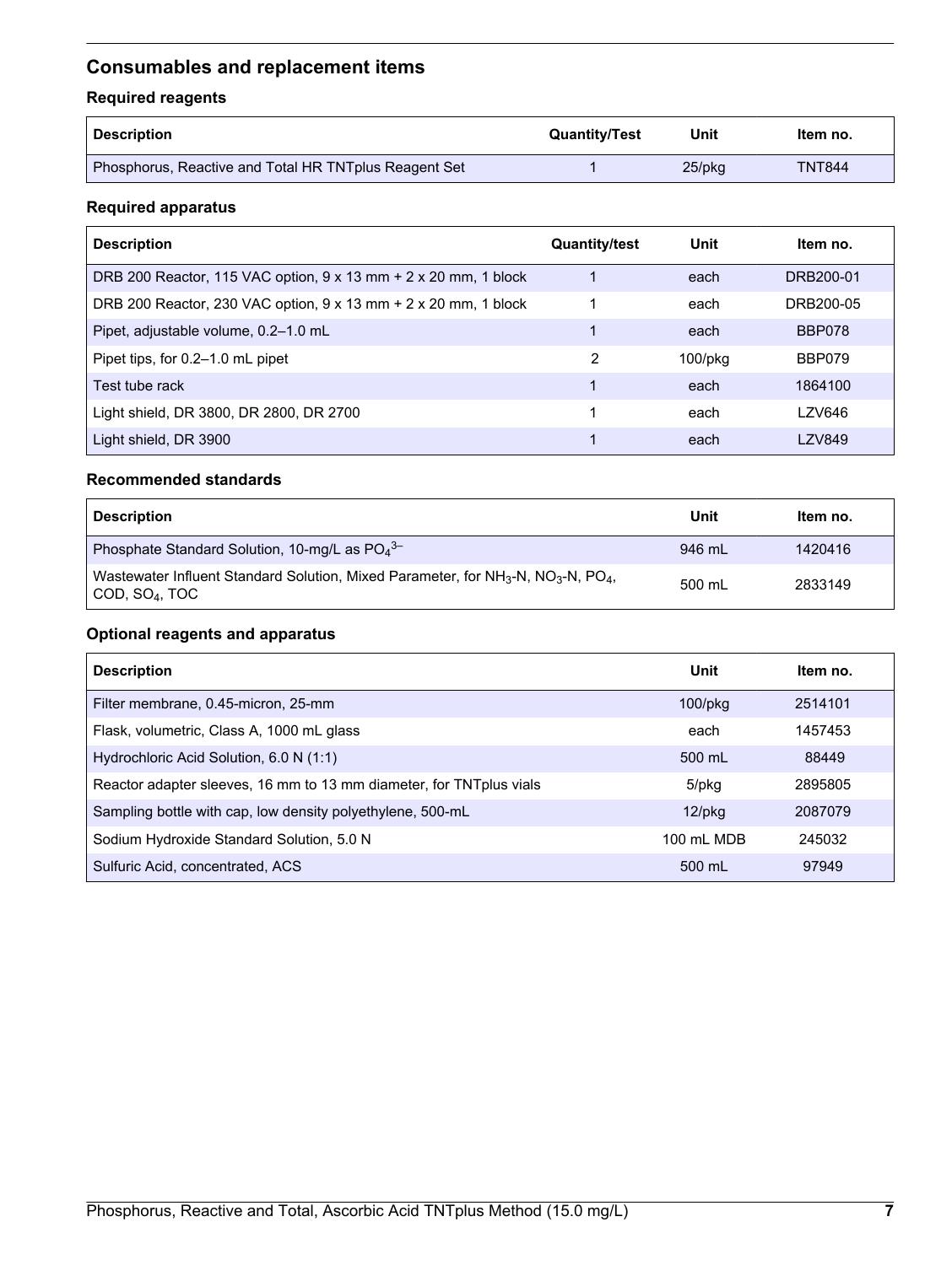## Consumables and replacement items

### Required reagents

| Description | Quantity/Test | Unit | Item no. |
|---|---|---|---|
| Phosphorus, Reactive and Total HR TNTplus Reagent Set | 1 | 25/pkg | TNT844 |

### Required apparatus

| Description | Quantity/test | Unit | Item no. |
|---|---|---|---|
| DRB 200 Reactor, 115 VAC option, 9 x 13 mm + 2 x 20 mm, 1 block | 1 | each | DRB200-01 |
| DRB 200 Reactor, 230 VAC option, 9 x 13 mm + 2 x 20 mm, 1 block | 1 | each | DRB200-05 |
| Pipet, adjustable volume, 0.2–1.0 mL | 1 | each | BBP078 |
| Pipet tips, for 0.2–1.0 mL pipet | 2 | 100/pkg | BBP079 |
| Test tube rack | 1 | each | 1864100 |
| Light shield, DR 3800, DR 2800, DR 2700 | 1 | each | LZV646 |
| Light shield, DR 3900 | 1 | each | LZV849 |

### Recommended standards

| Description | Unit | Item no. |
|---|---|---|
| Phosphate Standard Solution, 10-mg/L as $PO_4^{3-}$ | 946 mL | 1420416 |
| Wastewater Influent Standard Solution, Mixed Parameter, for $NH_3$-N, $NO_3$-N, $PO_4$, COD, $SO_4$, TOC | 500 mL | 2833149 |

### Optional reagents and apparatus

| Description | Unit | Item no. |
|---|---|---|
| Filter membrane, 0.45-micron, 25-mm | 100/pkg | 2514101 |
| Flask, volumetric, Class A, 1000 mL glass | each | 1457453 |
| Hydrochloric Acid Solution, 6.0 N (1:1) | 500 mL | 88449 |
| Reactor adapter sleeves, 16 mm to 13 mm diameter, for TNTplus vials | 5/pkg | 2895805 |
| Sampling bottle with cap, low density polyethylene, 500-mL | 12/pkg | 2087079 |
| Sodium Hydroxide Standard Solution, 5.0 N | 100 mL MDB | 245032 |
| Sulfuric Acid, concentrated, ACS | 500 mL | 97949 |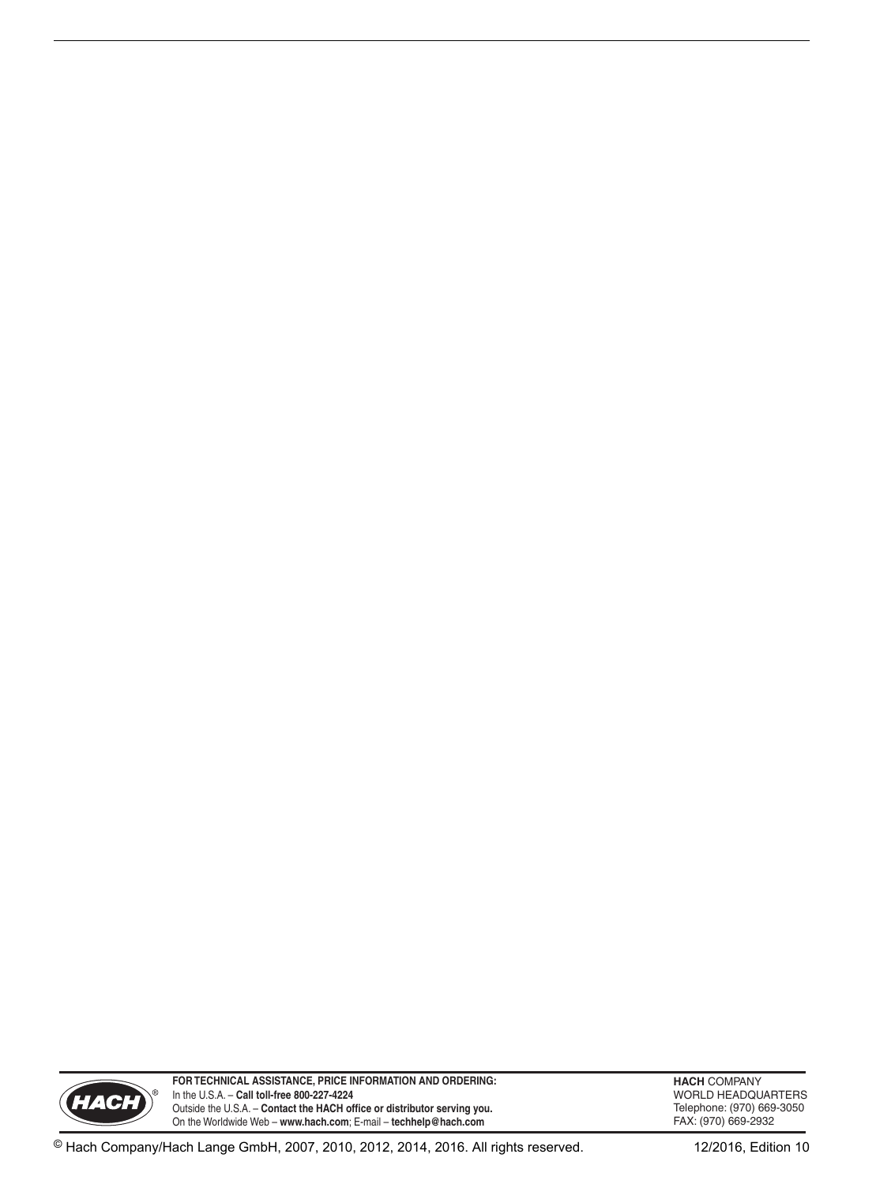**FOR TECHNICAL ASSISTANCE, PRICE INFORMATION AND ORDERING:**
In the U.S.A. – **Call toll-free 800-227-4224**
Outside the U.S.A. – **Contact the HACH office or distributor serving you.**
On the Worldwide Web – **www.hach.com**; E-mail – **techhelp@hach.com**

**HACH** COMPANY
WORLD HEADQUARTERS
Telephone: (970) 669-3050
FAX: (970) 669-2932

© Hach Company/Hach Lange GmbH, 2007, 2010, 2012, 2014, 2016. All rights reserved. 12/2016, Edition 10